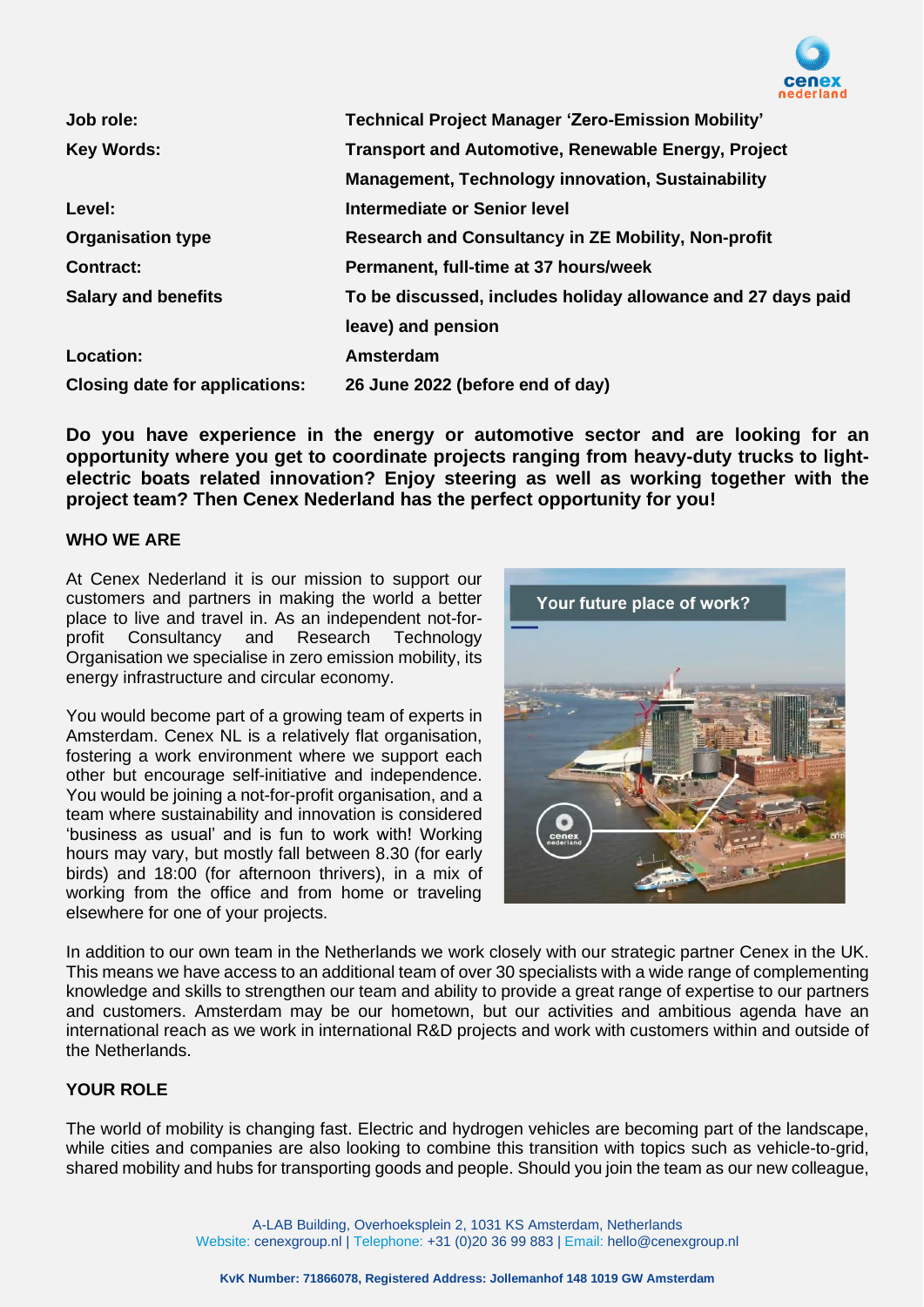| | |
|---|---|
| **Job role:** | **Technical Project Manager 'Zero-Emission Mobility'** |
| **Key Words:** | **Transport and Automotive, Renewable Energy, Project Management, Technology innovation, Sustainability** |
| **Level:** | **Intermediate or Senior level** |
| **Organisation type** | **Research and Consultancy in ZE Mobility, Non-profit** |
| **Contract:** | **Permanent, full-time at 37 hours/week** |
| **Salary and benefits** | **To be discussed, includes holiday allowance and 27 days paid leave) and pension** |
| **Location:** | **Amsterdam** |
| **Closing date for applications:** | **26 June 2022 (before end of day)** |

**Do you have experience in the energy or automotive sector and are looking for an opportunity where you get to coordinate projects ranging from heavy-duty trucks to light-electric boats related innovation? Enjoy steering as well as working together with the project team? Then Cenex Nederland has the perfect opportunity for you!**

## WHO WE ARE

At Cenex Nederland it is our mission to support our customers and partners in making the world a better place to live and travel in. As an independent not-for-profit Consultancy and Research Technology Organisation we specialise in zero emission mobility, its energy infrastructure and circular economy.

You would become part of a growing team of experts in Amsterdam. Cenex NL is a relatively flat organisation, fostering a work environment where we support each other but encourage self-initiative and independence. You would be joining a not-for-profit organisation, and a team where sustainability and innovation is considered 'business as usual' and is fun to work with! Working hours may vary, but mostly fall between 8.30 (for early birds) and 18:00 (for afternoon thrivers), in a mix of working from the office and from home or traveling elsewhere for one of your projects.

Your future place of work?

In addition to our own team in the Netherlands we work closely with our strategic partner Cenex in the UK. This means we have access to an additional team of over 30 specialists with a wide range of complementing knowledge and skills to strengthen our team and ability to provide a great range of expertise to our partners and customers. Amsterdam may be our hometown, but our activities and ambitious agenda have an international reach as we work in international R&D projects and work with customers within and outside of the Netherlands.

## YOUR ROLE

The world of mobility is changing fast. Electric and hydrogen vehicles are becoming part of the landscape, while cities and companies are also looking to combine this transition with topics such as vehicle-to-grid, shared mobility and hubs for transporting goods and people. Should you join the team as our new colleague,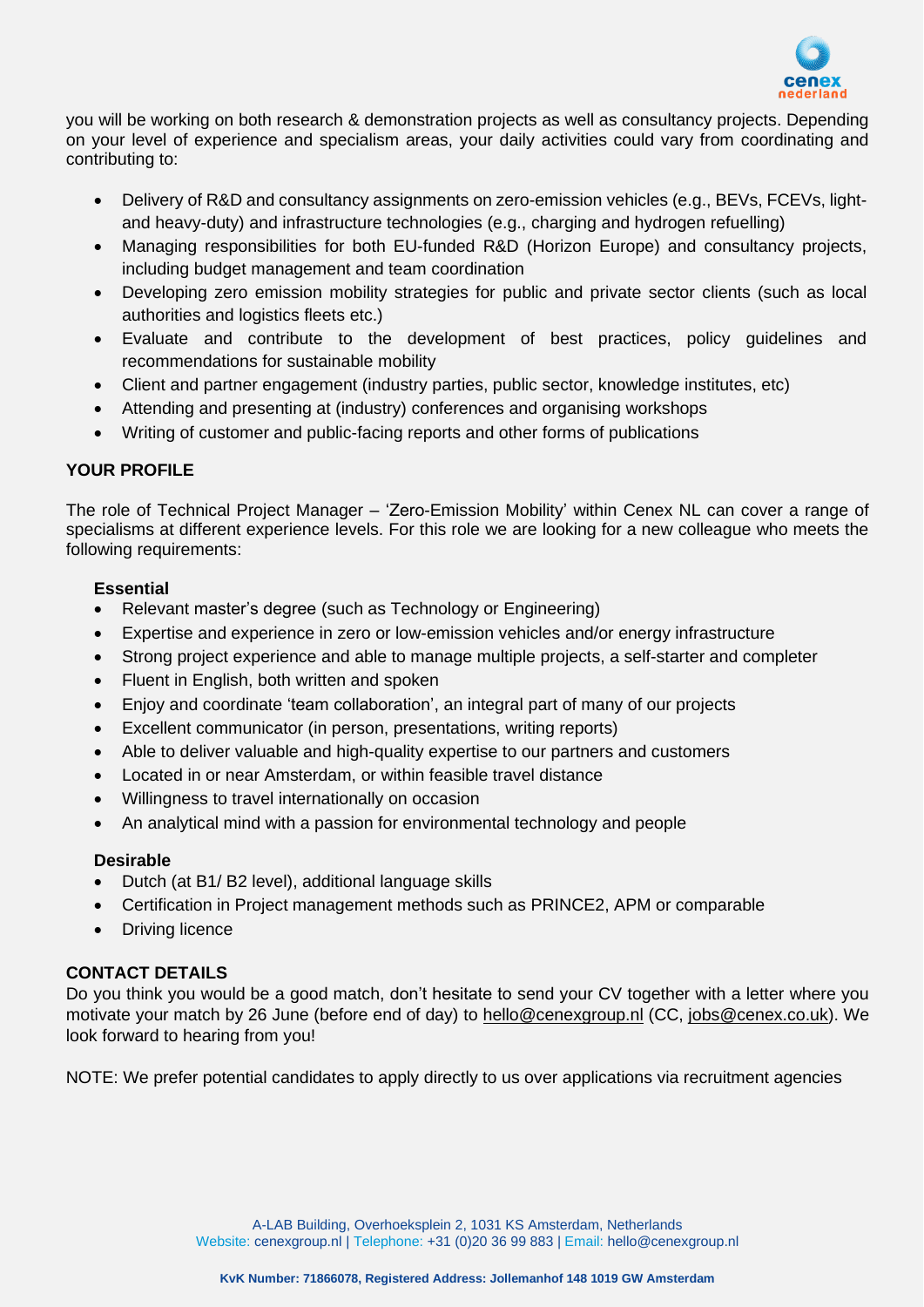you will be working on both research & demonstration projects as well as consultancy projects. Depending on your level of experience and specialism areas, your daily activities could vary from coordinating and contributing to:

- Delivery of R&D and consultancy assignments on zero-emission vehicles (e.g., BEVs, FCEVs, light- and heavy-duty) and infrastructure technologies (e.g., charging and hydrogen refuelling)
- Managing responsibilities for both EU-funded R&D (Horizon Europe) and consultancy projects, including budget management and team coordination
- Developing zero emission mobility strategies for public and private sector clients (such as local authorities and logistics fleets etc.)
- Evaluate and contribute to the development of best practices, policy guidelines and recommendations for sustainable mobility
- Client and partner engagement (industry parties, public sector, knowledge institutes, etc)
- Attending and presenting at (industry) conferences and organising workshops
- Writing of customer and public-facing reports and other forms of publications

## YOUR PROFILE

The role of Technical Project Manager – 'Zero-Emission Mobility' within Cenex NL can cover a range of specialisms at different experience levels. For this role we are looking for a new colleague who meets the following requirements:

### Essential

- Relevant master's degree (such as Technology or Engineering)
- Expertise and experience in zero or low-emission vehicles and/or energy infrastructure
- Strong project experience and able to manage multiple projects, a self-starter and completer
- Fluent in English, both written and spoken
- Enjoy and coordinate 'team collaboration', an integral part of many of our projects
- Excellent communicator (in person, presentations, writing reports)
- Able to deliver valuable and high-quality expertise to our partners and customers
- Located in or near Amsterdam, or within feasible travel distance
- Willingness to travel internationally on occasion
- An analytical mind with a passion for environmental technology and people

### Desirable

- Dutch (at B1/ B2 level), additional language skills
- Certification in Project management methods such as PRINCE2, APM or comparable
- Driving licence

## CONTACT DETAILS

Do you think you would be a good match, don't hesitate to send your CV together with a letter where you motivate your match by 26 June (before end of day) to hello@cenexgroup.nl (CC, jobs@cenex.co.uk). We look forward to hearing from you!

NOTE: We prefer potential candidates to apply directly to us over applications via recruitment agencies

A-LAB Building, Overhoeksplein 2, 1031 KS Amsterdam, Netherlands
Website: cenexgroup.nl | Telephone: +31 (0)20 36 99 883 | Email: hello@cenexgroup.nl

**KvK Number: 71866078, Registered Address: Jollemanhof 148 1019 GW Amsterdam**